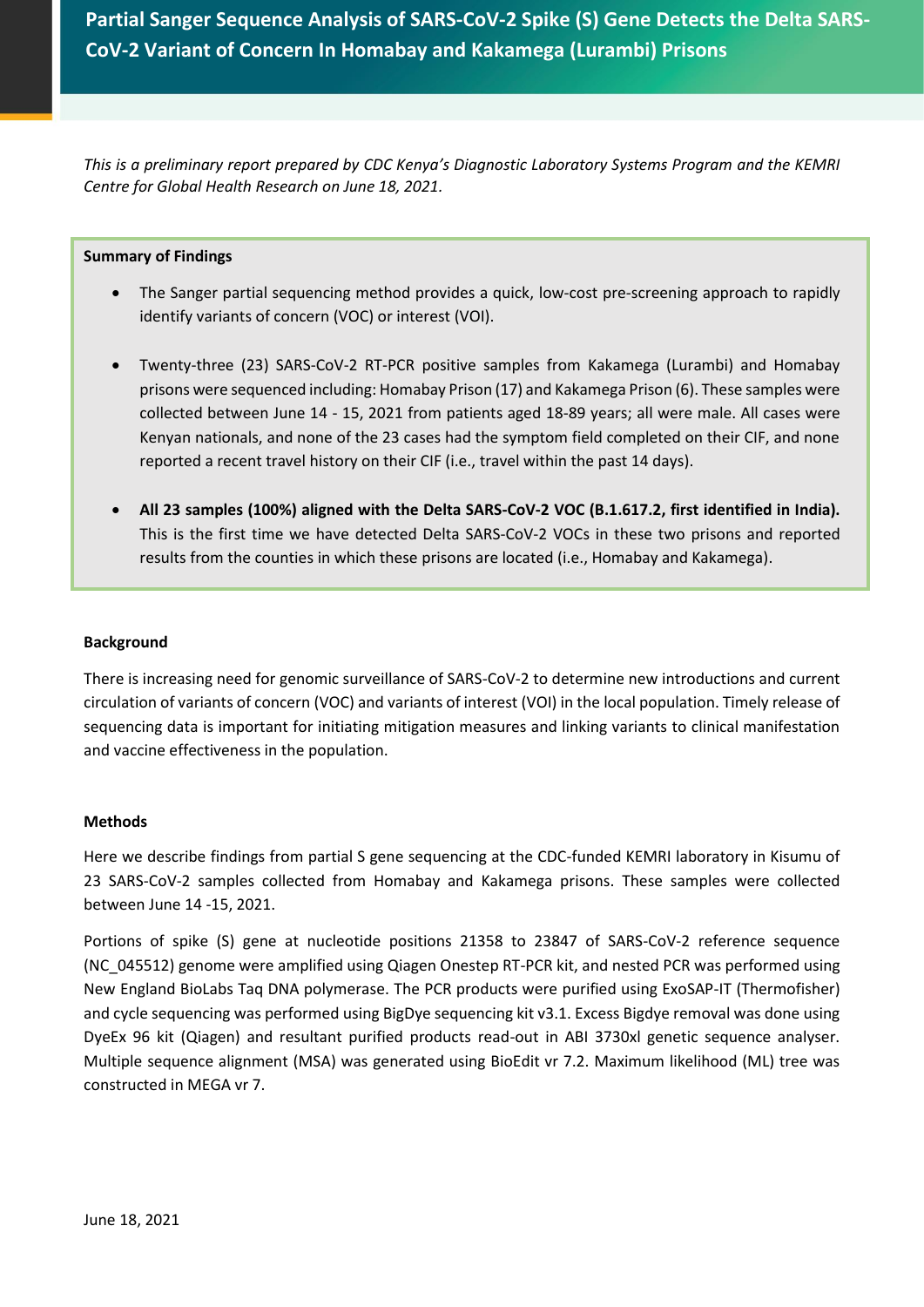# Partial Sanger Sequence Analysis of SARS-CoV-2 Spike (S) Gene Detects the Delta SARS-CoV-2 Variant of Concern In Homabay and Kakamega (Lurambi) Prisons

*This is a preliminary report prepared by CDC Kenya's Diagnostic Laboratory Systems Program and the KEMRI Centre for Global Health Research on June 18, 2021.*

**Summary of Findings**

- The Sanger partial sequencing method provides a quick, low-cost pre-screening approach to rapidly identify variants of concern (VOC) or interest (VOI).
- Twenty-three (23) SARS-CoV-2 RT-PCR positive samples from Kakamega (Lurambi) and Homabay prisons were sequenced including: Homabay Prison (17) and Kakamega Prison (6). These samples were collected between June 14 - 15, 2021 from patients aged 18-89 years; all were male. All cases were Kenyan nationals, and none of the 23 cases had the symptom field completed on their CIF, and none reported a recent travel history on their CIF (i.e., travel within the past 14 days).
- **All 23 samples (100%) aligned with the Delta SARS-CoV-2 VOC (B.1.617.2, first identified in India).** This is the first time we have detected Delta SARS-CoV-2 VOCs in these two prisons and reported results from the counties in which these prisons are located (i.e., Homabay and Kakamega).

## Background

There is increasing need for genomic surveillance of SARS-CoV-2 to determine new introductions and current circulation of variants of concern (VOC) and variants of interest (VOI) in the local population. Timely release of sequencing data is important for initiating mitigation measures and linking variants to clinical manifestation and vaccine effectiveness in the population.

## Methods

Here we describe findings from partial S gene sequencing at the CDC-funded KEMRI laboratory in Kisumu of 23 SARS-CoV-2 samples collected from Homabay and Kakamega prisons. These samples were collected between June 14 -15, 2021.

Portions of spike (S) gene at nucleotide positions 21358 to 23847 of SARS-CoV-2 reference sequence (NC_045512) genome were amplified using Qiagen Onestep RT-PCR kit, and nested PCR was performed using New England BioLabs Taq DNA polymerase. The PCR products were purified using ExoSAP-IT (Thermofisher) and cycle sequencing was performed using BigDye sequencing kit v3.1. Excess Bigdye removal was done using DyeEx 96 kit (Qiagen) and resultant purified products read-out in ABI 3730xl genetic sequence analyser. Multiple sequence alignment (MSA) was generated using BioEdit vr 7.2. Maximum likelihood (ML) tree was constructed in MEGA vr 7.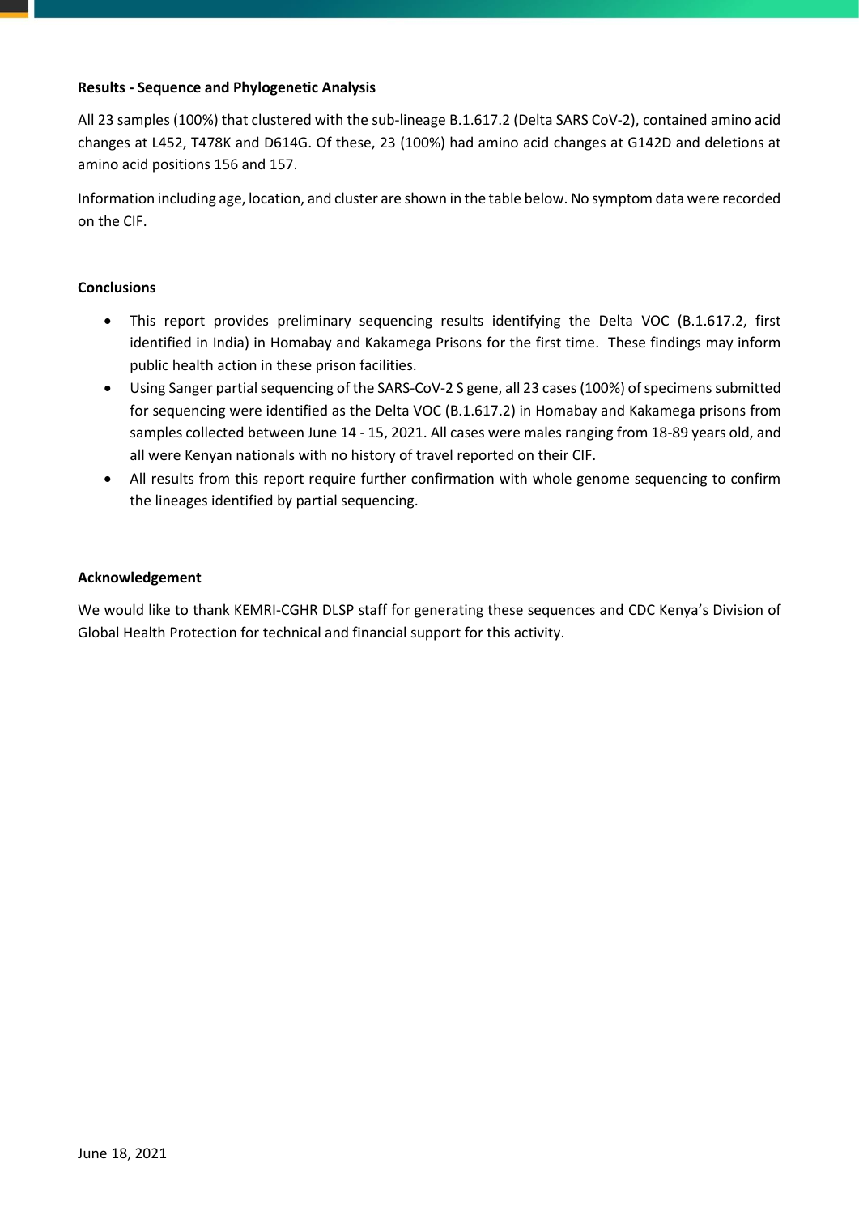**Results - Sequence and Phylogenetic Analysis**

All 23 samples (100%) that clustered with the sub-lineage B.1.617.2 (Delta SARS CoV-2), contained amino acid changes at L452, T478K and D614G. Of these, 23 (100%) had amino acid changes at G142D and deletions at amino acid positions 156 and 157.

Information including age, location, and cluster are shown in the table below. No symptom data were recorded on the CIF.

**Conclusions**

- This report provides preliminary sequencing results identifying the Delta VOC (B.1.617.2, first identified in India) in Homabay and Kakamega Prisons for the first time. These findings may inform public health action in these prison facilities.
- Using Sanger partial sequencing of the SARS-CoV-2 S gene, all 23 cases (100%) of specimens submitted for sequencing were identified as the Delta VOC (B.1.617.2) in Homabay and Kakamega prisons from samples collected between June 14 - 15, 2021. All cases were males ranging from 18-89 years old, and all were Kenyan nationals with no history of travel reported on their CIF.
- All results from this report require further confirmation with whole genome sequencing to confirm the lineages identified by partial sequencing.

**Acknowledgement**

We would like to thank KEMRI-CGHR DLSP staff for generating these sequences and CDC Kenya's Division of Global Health Protection for technical and financial support for this activity.

June 18, 2021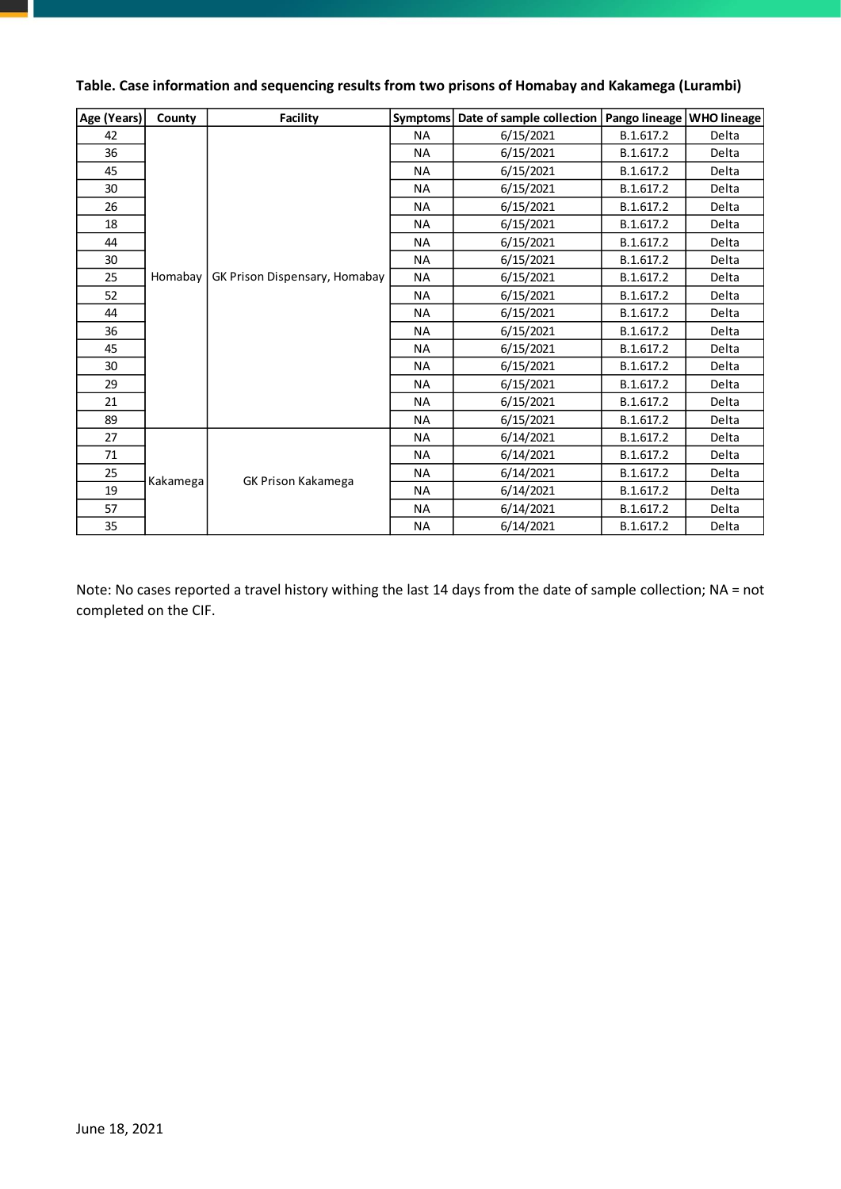**Table. Case information and sequencing results from two prisons of Homabay and Kakamega (Lurambi)**

| Age (Years) | County | Facility | Symptoms | Date of sample collection | Pango lineage | WHO lineage |
|---|---|---|---|---|---|---|
| 42 | Homabay | GK Prison Dispensary, Homabay | NA | 6/15/2021 | B.1.617.2 | Delta |
| 36 | | | NA | 6/15/2021 | B.1.617.2 | Delta |
| 45 | | | NA | 6/15/2021 | B.1.617.2 | Delta |
| 30 | | | NA | 6/15/2021 | B.1.617.2 | Delta |
| 26 | | | NA | 6/15/2021 | B.1.617.2 | Delta |
| 18 | | | NA | 6/15/2021 | B.1.617.2 | Delta |
| 44 | | | NA | 6/15/2021 | B.1.617.2 | Delta |
| 30 | | | NA | 6/15/2021 | B.1.617.2 | Delta |
| 25 | | | NA | 6/15/2021 | B.1.617.2 | Delta |
| 52 | | | NA | 6/15/2021 | B.1.617.2 | Delta |
| 44 | | | NA | 6/15/2021 | B.1.617.2 | Delta |
| 36 | | | NA | 6/15/2021 | B.1.617.2 | Delta |
| 45 | | | NA | 6/15/2021 | B.1.617.2 | Delta |
| 30 | | | NA | 6/15/2021 | B.1.617.2 | Delta |
| 29 | | | NA | 6/15/2021 | B.1.617.2 | Delta |
| 21 | | | NA | 6/15/2021 | B.1.617.2 | Delta |
| 89 | | | NA | 6/15/2021 | B.1.617.2 | Delta |
| 27 | Kakamega | GK Prison Kakamega | NA | 6/14/2021 | B.1.617.2 | Delta |
| 71 | | | NA | 6/14/2021 | B.1.617.2 | Delta |
| 25 | | | NA | 6/14/2021 | B.1.617.2 | Delta |
| 19 | | | NA | 6/14/2021 | B.1.617.2 | Delta |
| 57 | | | NA | 6/14/2021 | B.1.617.2 | Delta |
| 35 | | | NA | 6/14/2021 | B.1.617.2 | Delta |

Note: No cases reported a travel history withing the last 14 days from the date of sample collection; NA = not completed on the CIF.

June 18, 2021